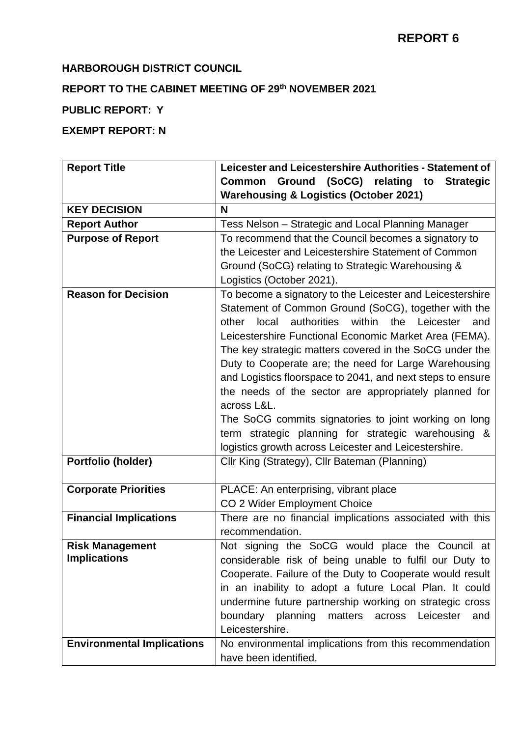# REPORT 6

**HARBOROUGH DISTRICT COUNCIL**

**REPORT TO THE CABINET MEETING OF 29th NOVEMBER 2021**

**PUBLIC REPORT: Y**

**EXEMPT REPORT: N**

| **Report Title** | **Leicester and Leicestershire Authorities - Statement of Common Ground (SoCG) relating to Strategic Warehousing & Logistics (October 2021)** |
|---|---|
| **KEY DECISION** | **N** |
| **Report Author** | Tess Nelson – Strategic and Local Planning Manager |
| **Purpose of Report** | To recommend that the Council becomes a signatory to the Leicester and Leicestershire Statement of Common Ground (SoCG) relating to Strategic Warehousing & Logistics (October 2021). |
| **Reason for Decision** | To become a signatory to the Leicester and Leicestershire Statement of Common Ground (SoCG), together with the other local authorities within the Leicester and Leicestershire Functional Economic Market Area (FEMA). The key strategic matters covered in the SoCG under the Duty to Cooperate are; the need for Large Warehousing and Logistics floorspace to 2041, and next steps to ensure the needs of the sector are appropriately planned for across L&L.<br>The SoCG commits signatories to joint working on long term strategic planning for strategic warehousing & logistics growth across Leicester and Leicestershire. |
| **Portfolio (holder)** | Cllr King (Strategy), Cllr Bateman (Planning) |
| **Corporate Priorities** | PLACE: An enterprising, vibrant place<br>CO 2 Wider Employment Choice |
| **Financial Implications** | There are no financial implications associated with this recommendation. |
| **Risk Management Implications** | Not signing the SoCG would place the Council at considerable risk of being unable to fulfil our Duty to Cooperate. Failure of the Duty to Cooperate would result in an inability to adopt a future Local Plan. It could undermine future partnership working on strategic cross boundary planning matters across Leicester and Leicestershire. |
| **Environmental Implications** | No environmental implications from this recommendation have been identified. |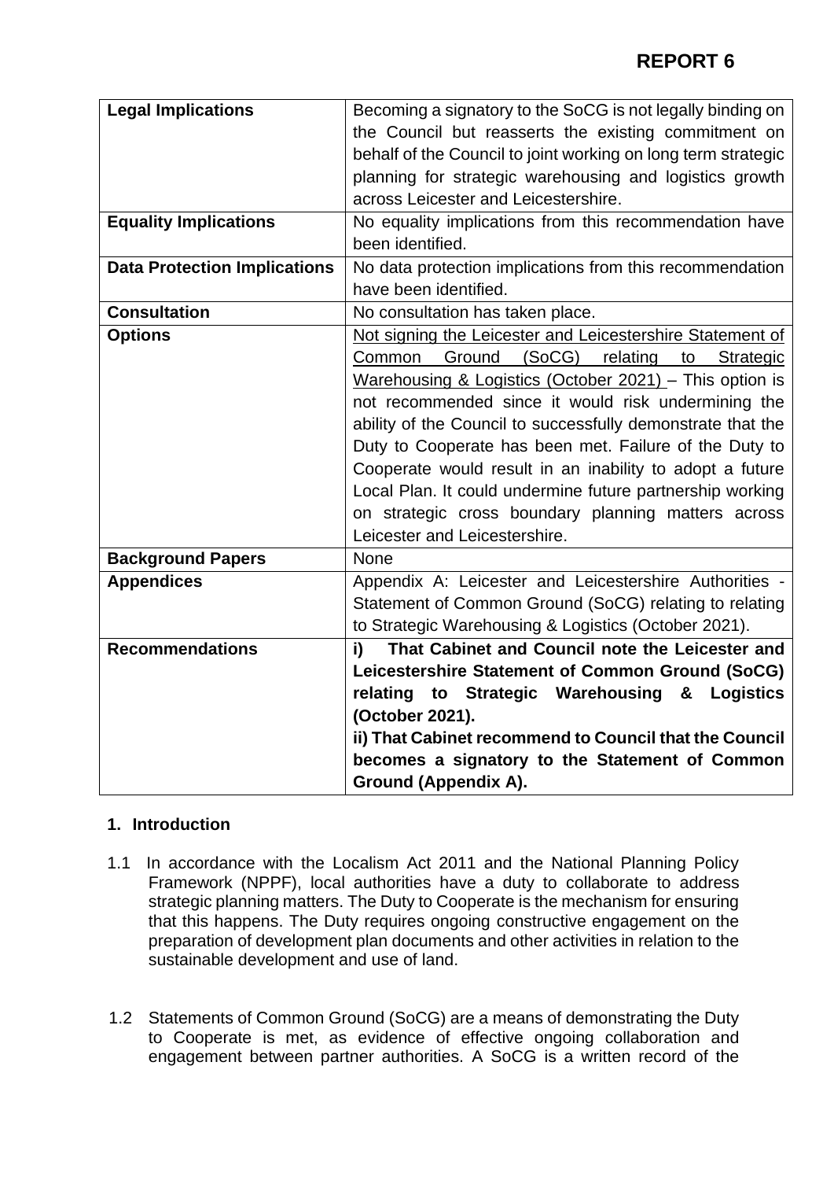**REPORT 6**

| | |
|---|---|
| **Legal Implications** | Becoming a signatory to the SoCG is not legally binding on the Council but reasserts the existing commitment on behalf of the Council to joint working on long term strategic planning for strategic warehousing and logistics growth across Leicester and Leicestershire. |
| **Equality Implications** | No equality implications from this recommendation have been identified. |
| **Data Protection Implications** | No data protection implications from this recommendation have been identified. |
| **Consultation** | No consultation has taken place. |
| **Options** | Not signing the Leicester and Leicestershire Statement of Common Ground (SoCG) relating to Strategic Warehousing & Logistics (October 2021) – This option is not recommended since it would risk undermining the ability of the Council to successfully demonstrate that the Duty to Cooperate has been met. Failure of the Duty to Cooperate would result in an inability to adopt a future Local Plan. It could undermine future partnership working on strategic cross boundary planning matters across Leicester and Leicestershire. |
| **Background Papers** | None |
| **Appendices** | Appendix A: Leicester and Leicestershire Authorities - Statement of Common Ground (SoCG) relating to relating to Strategic Warehousing & Logistics (October 2021). |
| **Recommendations** | **i) That Cabinet and Council note the Leicester and Leicestershire Statement of Common Ground (SoCG) relating to Strategic Warehousing & Logistics (October 2021).** <br> **ii) That Cabinet recommend to Council that the Council becomes a signatory to the Statement of Common Ground (Appendix A).** |

## 1. Introduction

1.1 In accordance with the Localism Act 2011 and the National Planning Policy Framework (NPPF), local authorities have a duty to collaborate to address strategic planning matters. The Duty to Cooperate is the mechanism for ensuring that this happens. The Duty requires ongoing constructive engagement on the preparation of development plan documents and other activities in relation to the sustainable development and use of land.

1.2 Statements of Common Ground (SoCG) are a means of demonstrating the Duty to Cooperate is met, as evidence of effective ongoing collaboration and engagement between partner authorities. A SoCG is a written record of the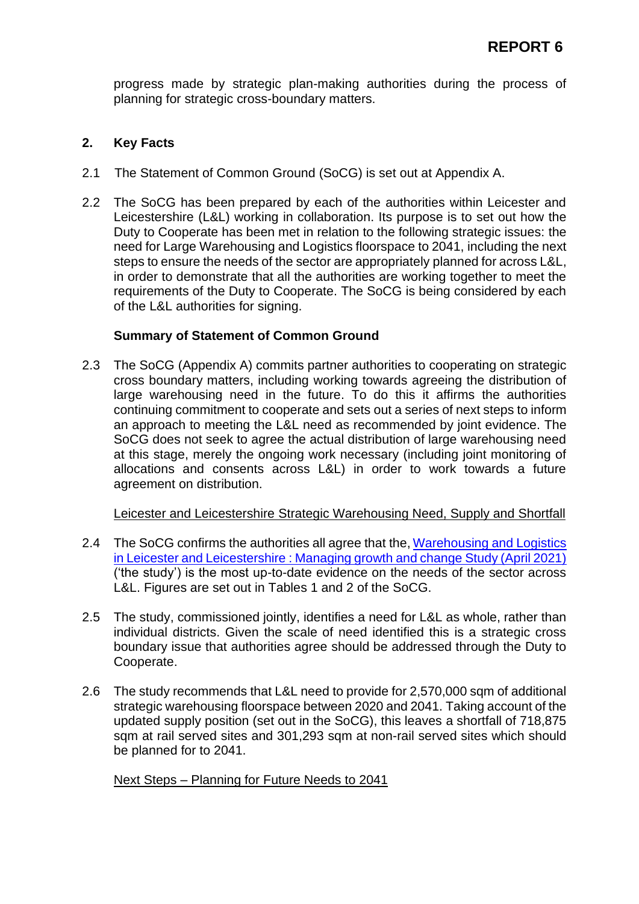progress made by strategic plan-making authorities during the process of planning for strategic cross-boundary matters.

## 2. Key Facts

2.1 The Statement of Common Ground (SoCG) is set out at Appendix A.

2.2 The SoCG has been prepared by each of the authorities within Leicester and Leicestershire (L&L) working in collaboration. Its purpose is to set out how the Duty to Cooperate has been met in relation to the following strategic issues: the need for Large Warehousing and Logistics floorspace to 2041, including the next steps to ensure the needs of the sector are appropriately planned for across L&L, in order to demonstrate that all the authorities are working together to meet the requirements of the Duty to Cooperate. The SoCG is being considered by each of the L&L authorities for signing.

### Summary of Statement of Common Ground

2.3 The SoCG (Appendix A) commits partner authorities to cooperating on strategic cross boundary matters, including working towards agreeing the distribution of large warehousing need in the future. To do this it affirms the authorities continuing commitment to cooperate and sets out a series of next steps to inform an approach to meeting the L&L need as recommended by joint evidence. The SoCG does not seek to agree the actual distribution of large warehousing need at this stage, merely the ongoing work necessary (including joint monitoring of allocations and consents across L&L) in order to work towards a future agreement on distribution.

Leicester and Leicestershire Strategic Warehousing Need, Supply and Shortfall

2.4 The SoCG confirms the authorities all agree that the, Warehousing and Logistics in Leicester and Leicestershire : Managing growth and change Study (April 2021) ('the study') is the most up-to-date evidence on the needs of the sector across L&L. Figures are set out in Tables 1 and 2 of the SoCG.

2.5 The study, commissioned jointly, identifies a need for L&L as whole, rather than individual districts. Given the scale of need identified this is a strategic cross boundary issue that authorities agree should be addressed through the Duty to Cooperate.

2.6 The study recommends that L&L need to provide for 2,570,000 sqm of additional strategic warehousing floorspace between 2020 and 2041. Taking account of the updated supply position (set out in the SoCG), this leaves a shortfall of 718,875 sqm at rail served sites and 301,293 sqm at non-rail served sites which should be planned for to 2041.

Next Steps – Planning for Future Needs to 2041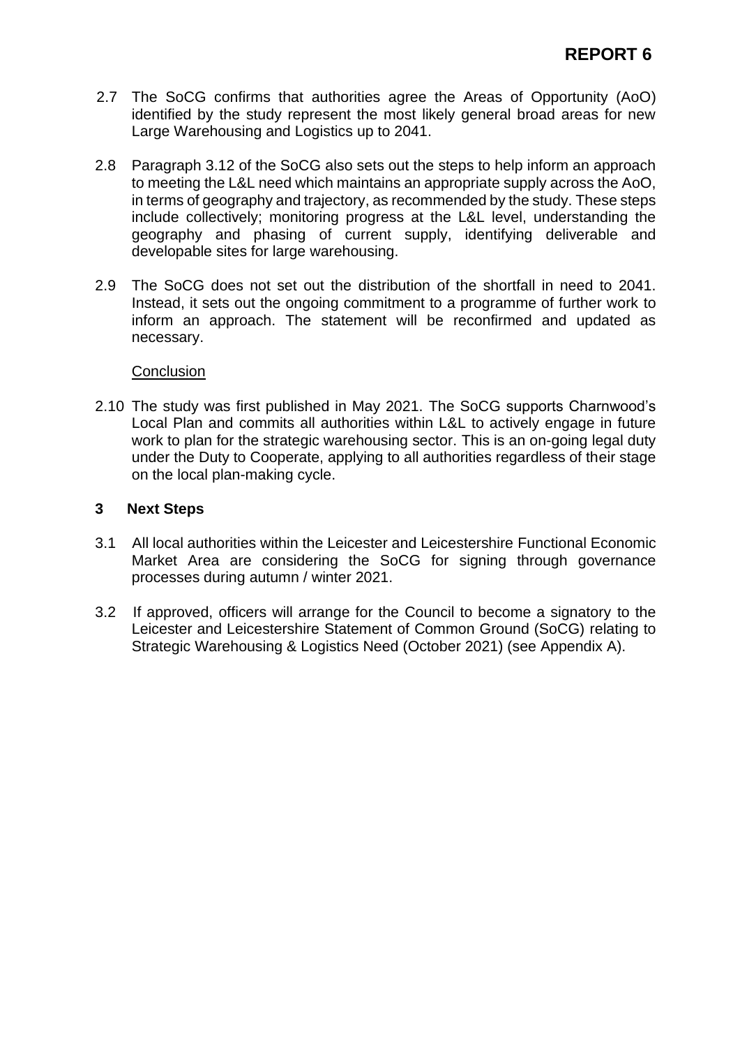2.7 The SoCG confirms that authorities agree the Areas of Opportunity (AoO) identified by the study represent the most likely general broad areas for new Large Warehousing and Logistics up to 2041.

2.8 Paragraph 3.12 of the SoCG also sets out the steps to help inform an approach to meeting the L&L need which maintains an appropriate supply across the AoO, in terms of geography and trajectory, as recommended by the study. These steps include collectively; monitoring progress at the L&L level, understanding the geography and phasing of current supply, identifying deliverable and developable sites for large warehousing.

2.9 The SoCG does not set out the distribution of the shortfall in need to 2041. Instead, it sets out the ongoing commitment to a programme of further work to inform an approach. The statement will be reconfirmed and updated as necessary.

Conclusion

2.10 The study was first published in May 2021. The SoCG supports Charnwood's Local Plan and commits all authorities within L&L to actively engage in future work to plan for the strategic warehousing sector. This is an on-going legal duty under the Duty to Cooperate, applying to all authorities regardless of their stage on the local plan-making cycle.

## 3 Next Steps

3.1 All local authorities within the Leicester and Leicestershire Functional Economic Market Area are considering the SoCG for signing through governance processes during autumn / winter 2021.

3.2 If approved, officers will arrange for the Council to become a signatory to the Leicester and Leicestershire Statement of Common Ground (SoCG) relating to Strategic Warehousing & Logistics Need (October 2021) (see Appendix A).